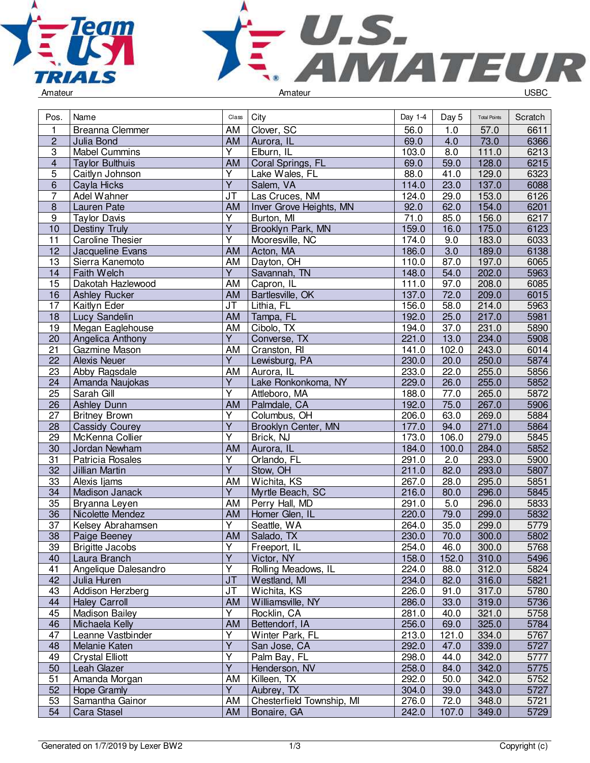Amateur | Amateur | USBC

| Pos. | Name | Class | City | Day 1-4 | Day 5 | Total Points | Scratch |
|---|---|---|---|---|---|---|---|
| 1 | Breanna Clemmer | AM | Clover, SC | 56.0 | 1.0 | 57.0 | 6611 |
| 2 | Julia Bond | AM | Aurora, IL | 69.0 | 4.0 | 73.0 | 6366 |
| 3 | Mabel Cummins | Y | Elburn, IL | 103.0 | 8.0 | 111.0 | 6213 |
| 4 | Taylor Bulthuis | AM | Coral Springs, FL | 69.0 | 59.0 | 128.0 | 6215 |
| 5 | Caitlyn Johnson | Y | Lake Wales, FL | 88.0 | 41.0 | 129.0 | 6323 |
| 6 | Cayla Hicks | Y | Salem, VA | 114.0 | 23.0 | 137.0 | 6088 |
| 7 | Adel Wahner | JT | Las Cruces, NM | 124.0 | 29.0 | 153.0 | 6126 |
| 8 | Lauren Pate | AM | Inver Grove Heights, MN | 92.0 | 62.0 | 154.0 | 6201 |
| 9 | Taylor Davis | Y | Burton, MI | 71.0 | 85.0 | 156.0 | 6217 |
| 10 | Destiny Truly | Y | Brooklyn Park, MN | 159.0 | 16.0 | 175.0 | 6123 |
| 11 | Caroline Thesier | Y | Mooresville, NC | 174.0 | 9.0 | 183.0 | 6033 |
| 12 | Jacqueline Evans | AM | Acton, MA | 186.0 | 3.0 | 189.0 | 6138 |
| 13 | Sierra Kanemoto | AM | Dayton, OH | 110.0 | 87.0 | 197.0 | 6065 |
| 14 | Faith Welch | Y | Savannah, TN | 148.0 | 54.0 | 202.0 | 5963 |
| 15 | Dakotah Hazlewood | AM | Capron, IL | 111.0 | 97.0 | 208.0 | 6085 |
| 16 | Ashley Rucker | AM | Bartlesville, OK | 137.0 | 72.0 | 209.0 | 6015 |
| 17 | Kaitlyn Eder | JT | Lithia, FL | 156.0 | 58.0 | 214.0 | 5963 |
| 18 | Lucy Sandelin | AM | Tampa, FL | 192.0 | 25.0 | 217.0 | 5981 |
| 19 | Megan Eaglehouse | AM | Cibolo, TX | 194.0 | 37.0 | 231.0 | 5890 |
| 20 | Angelica Anthony | Y | Converse, TX | 221.0 | 13.0 | 234.0 | 5908 |
| 21 | Gazmine Mason | AM | Cranston, RI | 141.0 | 102.0 | 243.0 | 6014 |
| 22 | Alexis Neuer | Y | Lewisburg, PA | 230.0 | 20.0 | 250.0 | 5874 |
| 23 | Abby Ragsdale | AM | Aurora, IL | 233.0 | 22.0 | 255.0 | 5856 |
| 24 | Amanda Naujokas | Y | Lake Ronkonkoma, NY | 229.0 | 26.0 | 255.0 | 5852 |
| 25 | Sarah Gill | Y | Attleboro, MA | 188.0 | 77.0 | 265.0 | 5872 |
| 26 | Ashley Dunn | AM | Palmdale, CA | 192.0 | 75.0 | 267.0 | 5906 |
| 27 | Britney Brown | Y | Columbus, OH | 206.0 | 63.0 | 269.0 | 5884 |
| 28 | Cassidy Courey | Y | Brooklyn Center, MN | 177.0 | 94.0 | 271.0 | 5864 |
| 29 | McKenna Collier | Y | Brick, NJ | 173.0 | 106.0 | 279.0 | 5845 |
| 30 | Jordan Newham | AM | Aurora, IL | 184.0 | 100.0 | 284.0 | 5852 |
| 31 | Patricia Rosales | Y | Orlando, FL | 291.0 | 2.0 | 293.0 | 5900 |
| 32 | Jillian Martin | Y | Stow, OH | 211.0 | 82.0 | 293.0 | 5807 |
| 33 | Alexis Ijams | AM | Wichita, KS | 267.0 | 28.0 | 295.0 | 5851 |
| 34 | Madison Janack | Y | Myrtle Beach, SC | 216.0 | 80.0 | 296.0 | 5845 |
| 35 | Bryanna Leyen | AM | Perry Hall, MD | 291.0 | 5.0 | 296.0 | 5833 |
| 36 | Nicolette Mendez | AM | Homer Glen, IL | 220.0 | 79.0 | 299.0 | 5832 |
| 37 | Kelsey Abrahamsen | Y | Seattle, WA | 264.0 | 35.0 | 299.0 | 5779 |
| 38 | Paige Beeney | AM | Salado, TX | 230.0 | 70.0 | 300.0 | 5802 |
| 39 | Brigitte Jacobs | Y | Freeport, IL | 254.0 | 46.0 | 300.0 | 5768 |
| 40 | Laura Branch | Y | Victor, NY | 158.0 | 152.0 | 310.0 | 5496 |
| 41 | Angelique Dalesandro | Y | Rolling Meadows, IL | 224.0 | 88.0 | 312.0 | 5824 |
| 42 | Julia Huren | JT | Westland, MI | 234.0 | 82.0 | 316.0 | 5821 |
| 43 | Addison Herzberg | JT | Wichita, KS | 226.0 | 91.0 | 317.0 | 5780 |
| 44 | Haley Carroll | AM | Williamsville, NY | 286.0 | 33.0 | 319.0 | 5736 |
| 45 | Madison Bailey | Y | Rocklin, CA | 281.0 | 40.0 | 321.0 | 5758 |
| 46 | Michaela Kelly | AM | Bettendorf, IA | 256.0 | 69.0 | 325.0 | 5784 |
| 47 | Leanne Vastbinder | Y | Winter Park, FL | 213.0 | 121.0 | 334.0 | 5767 |
| 48 | Melanie Katen | Y | San Jose, CA | 292.0 | 47.0 | 339.0 | 5727 |
| 49 | Crystal Elliott | Y | Palm Bay, FL | 298.0 | 44.0 | 342.0 | 5777 |
| 50 | Leah Glazer | Y | Henderson, NV | 258.0 | 84.0 | 342.0 | 5775 |
| 51 | Amanda Morgan | AM | Killeen, TX | 292.0 | 50.0 | 342.0 | 5752 |
| 52 | Hope Gramly | Y | Aubrey, TX | 304.0 | 39.0 | 343.0 | 5727 |
| 53 | Samantha Gainor | AM | Chesterfield Township, MI | 276.0 | 72.0 | 348.0 | 5721 |
| 54 | Cara Stasel | AM | Bonaire, GA | 242.0 | 107.0 | 349.0 | 5729 |

Generated on 1/7/2019 by Lexer BW2 | Copyright (c)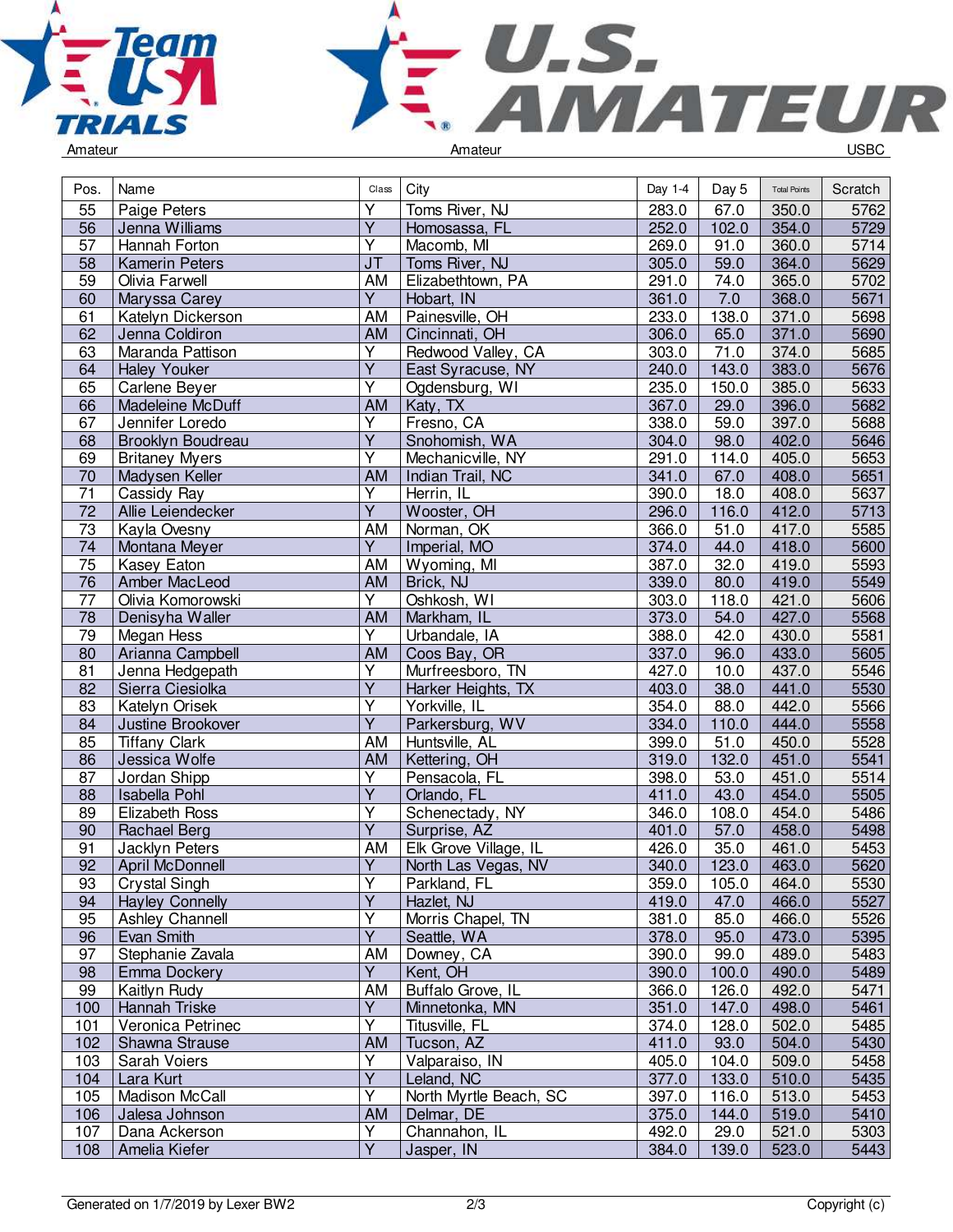Amateur | Amateur | USBC

| Pos. | Name | Class | City | Day 1-4 | Day 5 | Total Points | Scratch |
|---|---|---|---|---|---|---|---|
| 55 | Paige Peters | Y | Toms River, NJ | 283.0 | 67.0 | 350.0 | 5762 |
| 56 | Jenna Williams | Y | Homosassa, FL | 252.0 | 102.0 | 354.0 | 5729 |
| 57 | Hannah Forton | Y | Macomb, MI | 269.0 | 91.0 | 360.0 | 5714 |
| 58 | Kamerin Peters | JT | Toms River, NJ | 305.0 | 59.0 | 364.0 | 5629 |
| 59 | Olivia Farwell | AM | Elizabethtown, PA | 291.0 | 74.0 | 365.0 | 5702 |
| 60 | Maryssa Carey | Y | Hobart, IN | 361.0 | 7.0 | 368.0 | 5671 |
| 61 | Katelyn Dickerson | AM | Painesville, OH | 233.0 | 138.0 | 371.0 | 5698 |
| 62 | Jenna Coldiron | AM | Cincinnati, OH | 306.0 | 65.0 | 371.0 | 5690 |
| 63 | Maranda Pattison | Y | Redwood Valley, CA | 303.0 | 71.0 | 374.0 | 5685 |
| 64 | Haley Youker | Y | East Syracuse, NY | 240.0 | 143.0 | 383.0 | 5676 |
| 65 | Carlene Beyer | Y | Ogdensburg, WI | 235.0 | 150.0 | 385.0 | 5633 |
| 66 | Madeleine McDuff | AM | Katy, TX | 367.0 | 29.0 | 396.0 | 5682 |
| 67 | Jennifer Loredo | Y | Fresno, CA | 338.0 | 59.0 | 397.0 | 5688 |
| 68 | Brooklyn Boudreau | Y | Snohomish, WA | 304.0 | 98.0 | 402.0 | 5646 |
| 69 | Britaney Myers | Y | Mechanicville, NY | 291.0 | 114.0 | 405.0 | 5653 |
| 70 | Madysen Keller | AM | Indian Trail, NC | 341.0 | 67.0 | 408.0 | 5651 |
| 71 | Cassidy Ray | Y | Herrin, IL | 390.0 | 18.0 | 408.0 | 5637 |
| 72 | Allie Leiendecker | Y | Wooster, OH | 296.0 | 116.0 | 412.0 | 5713 |
| 73 | Kayla Ovesny | AM | Norman, OK | 366.0 | 51.0 | 417.0 | 5585 |
| 74 | Montana Meyer | Y | Imperial, MO | 374.0 | 44.0 | 418.0 | 5600 |
| 75 | Kasey Eaton | AM | Wyoming, MI | 387.0 | 32.0 | 419.0 | 5593 |
| 76 | Amber MacLeod | AM | Brick, NJ | 339.0 | 80.0 | 419.0 | 5549 |
| 77 | Olivia Komorowski | Y | Oshkosh, WI | 303.0 | 118.0 | 421.0 | 5606 |
| 78 | Denisyha Waller | AM | Markham, IL | 373.0 | 54.0 | 427.0 | 5568 |
| 79 | Megan Hess | Y | Urbandale, IA | 388.0 | 42.0 | 430.0 | 5581 |
| 80 | Arianna Campbell | AM | Coos Bay, OR | 337.0 | 96.0 | 433.0 | 5605 |
| 81 | Jenna Hedgepath | Y | Murfreesboro, TN | 427.0 | 10.0 | 437.0 | 5546 |
| 82 | Sierra Ciesiolka | Y | Harker Heights, TX | 403.0 | 38.0 | 441.0 | 5530 |
| 83 | Katelyn Orisek | Y | Yorkville, IL | 354.0 | 88.0 | 442.0 | 5566 |
| 84 | Justine Brookover | Y | Parkersburg, WV | 334.0 | 110.0 | 444.0 | 5558 |
| 85 | Tiffany Clark | AM | Huntsville, AL | 399.0 | 51.0 | 450.0 | 5528 |
| 86 | Jessica Wolfe | AM | Kettering, OH | 319.0 | 132.0 | 451.0 | 5541 |
| 87 | Jordan Shipp | Y | Pensacola, FL | 398.0 | 53.0 | 451.0 | 5514 |
| 88 | Isabella Pohl | Y | Orlando, FL | 411.0 | 43.0 | 454.0 | 5505 |
| 89 | Elizabeth Ross | Y | Schenectady, NY | 346.0 | 108.0 | 454.0 | 5486 |
| 90 | Rachael Berg | Y | Surprise, AZ | 401.0 | 57.0 | 458.0 | 5498 |
| 91 | Jacklyn Peters | AM | Elk Grove Village, IL | 426.0 | 35.0 | 461.0 | 5453 |
| 92 | April McDonnell | Y | North Las Vegas, NV | 340.0 | 123.0 | 463.0 | 5620 |
| 93 | Crystal Singh | Y | Parkland, FL | 359.0 | 105.0 | 464.0 | 5530 |
| 94 | Hayley Connelly | Y | Hazlet, NJ | 419.0 | 47.0 | 466.0 | 5527 |
| 95 | Ashley Channell | Y | Morris Chapel, TN | 381.0 | 85.0 | 466.0 | 5526 |
| 96 | Evan Smith | Y | Seattle, WA | 378.0 | 95.0 | 473.0 | 5395 |
| 97 | Stephanie Zavala | AM | Downey, CA | 390.0 | 99.0 | 489.0 | 5483 |
| 98 | Emma Dockery | Y | Kent, OH | 390.0 | 100.0 | 490.0 | 5489 |
| 99 | Kaitlyn Rudy | AM | Buffalo Grove, IL | 366.0 | 126.0 | 492.0 | 5471 |
| 100 | Hannah Triske | Y | Minnetonka, MN | 351.0 | 147.0 | 498.0 | 5461 |
| 101 | Veronica Petrinec | Y | Titusville, FL | 374.0 | 128.0 | 502.0 | 5485 |
| 102 | Shawna Strause | AM | Tucson, AZ | 411.0 | 93.0 | 504.0 | 5430 |
| 103 | Sarah Voiers | Y | Valparaiso, IN | 405.0 | 104.0 | 509.0 | 5458 |
| 104 | Lara Kurt | Y | Leland, NC | 377.0 | 133.0 | 510.0 | 5435 |
| 105 | Madison McCall | Y | North Myrtle Beach, SC | 397.0 | 116.0 | 513.0 | 5453 |
| 106 | Jalesa Johnson | AM | Delmar, DE | 375.0 | 144.0 | 519.0 | 5410 |
| 107 | Dana Ackerson | Y | Channahon, IL | 492.0 | 29.0 | 521.0 | 5303 |
| 108 | Amelia Kiefer | Y | Jasper, IN | 384.0 | 139.0 | 523.0 | 5443 |

Generated on 1/7/2019 by Lexer BW2 | Copyright (c)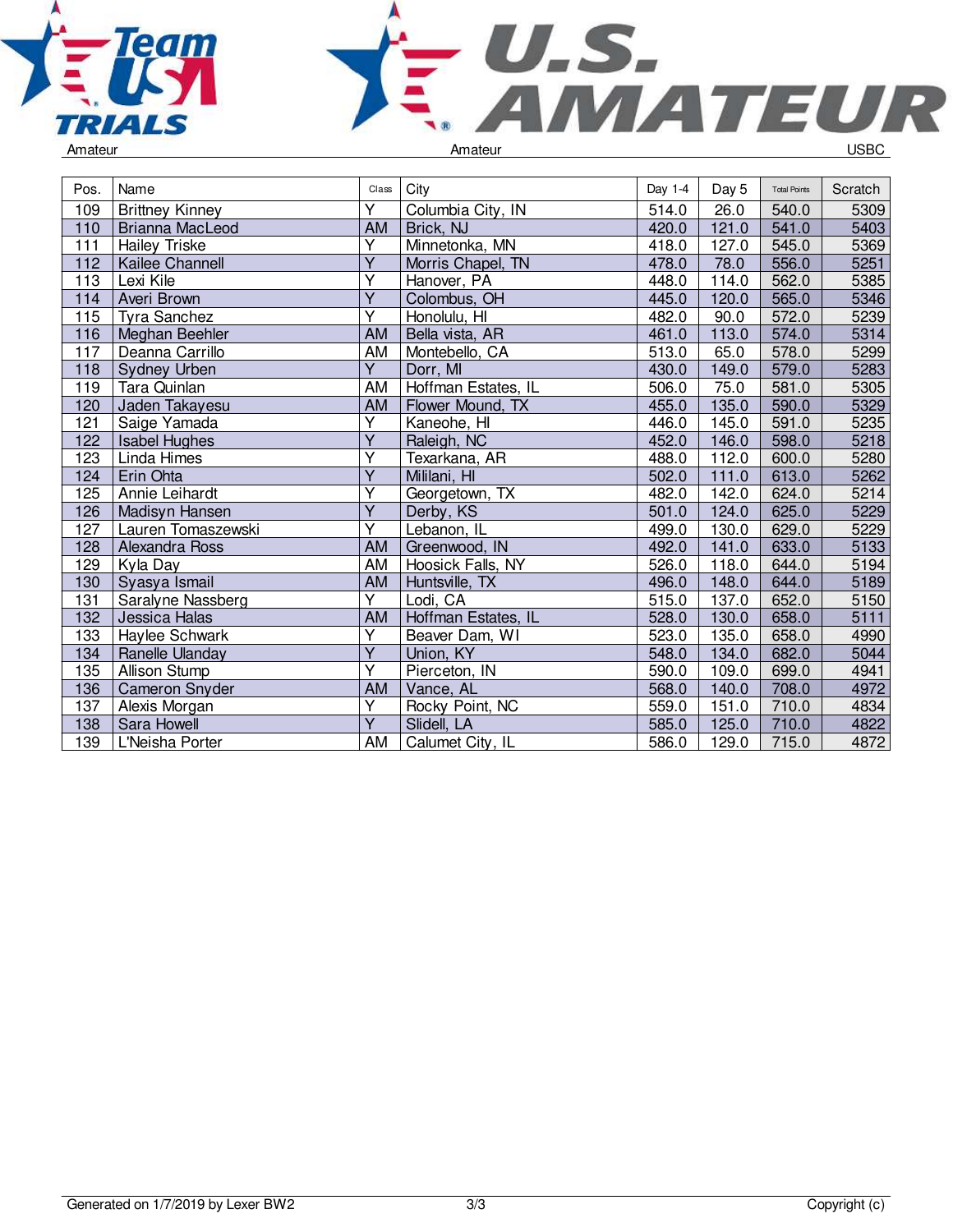Amateur | Amateur | USBC

| Pos. | Name | Class | City | Day 1-4 | Day 5 | Total Points | Scratch |
|---|---|---|---|---|---|---|---|
| 109 | Brittney Kinney | Y | Columbia City, IN | 514.0 | 26.0 | 540.0 | 5309 |
| 110 | Brianna MacLeod | AM | Brick, NJ | 420.0 | 121.0 | 541.0 | 5403 |
| 111 | Hailey Triske | Y | Minnetonka, MN | 418.0 | 127.0 | 545.0 | 5369 |
| 112 | Kailee Channell | Y | Morris Chapel, TN | 478.0 | 78.0 | 556.0 | 5251 |
| 113 | Lexi Kile | Y | Hanover, PA | 448.0 | 114.0 | 562.0 | 5385 |
| 114 | Averi Brown | Y | Colombus, OH | 445.0 | 120.0 | 565.0 | 5346 |
| 115 | Tyra Sanchez | Y | Honolulu, HI | 482.0 | 90.0 | 572.0 | 5239 |
| 116 | Meghan Beehler | AM | Bella vista, AR | 461.0 | 113.0 | 574.0 | 5314 |
| 117 | Deanna Carrillo | AM | Montebello, CA | 513.0 | 65.0 | 578.0 | 5299 |
| 118 | Sydney Urben | Y | Dorr, MI | 430.0 | 149.0 | 579.0 | 5283 |
| 119 | Tara Quinlan | AM | Hoffman Estates, IL | 506.0 | 75.0 | 581.0 | 5305 |
| 120 | Jaden Takayesu | AM | Flower Mound, TX | 455.0 | 135.0 | 590.0 | 5329 |
| 121 | Saige Yamada | Y | Kaneohe, HI | 446.0 | 145.0 | 591.0 | 5235 |
| 122 | Isabel Hughes | Y | Raleigh, NC | 452.0 | 146.0 | 598.0 | 5218 |
| 123 | Linda Himes | Y | Texarkana, AR | 488.0 | 112.0 | 600.0 | 5280 |
| 124 | Erin Ohta | Y | Mililani, HI | 502.0 | 111.0 | 613.0 | 5262 |
| 125 | Annie Leihardt | Y | Georgetown, TX | 482.0 | 142.0 | 624.0 | 5214 |
| 126 | Madisyn Hansen | Y | Derby, KS | 501.0 | 124.0 | 625.0 | 5229 |
| 127 | Lauren Tomaszewski | Y | Lebanon, IL | 499.0 | 130.0 | 629.0 | 5229 |
| 128 | Alexandra Ross | AM | Greenwood, IN | 492.0 | 141.0 | 633.0 | 5133 |
| 129 | Kyla Day | AM | Hoosick Falls, NY | 526.0 | 118.0 | 644.0 | 5194 |
| 130 | Syasya Ismail | AM | Huntsville, TX | 496.0 | 148.0 | 644.0 | 5189 |
| 131 | Saralyne Nassberg | Y | Lodi, CA | 515.0 | 137.0 | 652.0 | 5150 |
| 132 | Jessica Halas | AM | Hoffman Estates, IL | 528.0 | 130.0 | 658.0 | 5111 |
| 133 | Haylee Schwark | Y | Beaver Dam, WI | 523.0 | 135.0 | 658.0 | 4990 |
| 134 | Ranelle Ulanday | Y | Union, KY | 548.0 | 134.0 | 682.0 | 5044 |
| 135 | Allison Stump | Y | Pierceton, IN | 590.0 | 109.0 | 699.0 | 4941 |
| 136 | Cameron Snyder | AM | Vance, AL | 568.0 | 140.0 | 708.0 | 4972 |
| 137 | Alexis Morgan | Y | Rocky Point, NC | 559.0 | 151.0 | 710.0 | 4834 |
| 138 | Sara Howell | Y | Slidell, LA | 585.0 | 125.0 | 710.0 | 4822 |
| 139 | L'Neisha Porter | AM | Calumet City, IL | 586.0 | 129.0 | 715.0 | 4872 |

Generated on 1/7/2019 by Lexer BW2 | Copyright (c)